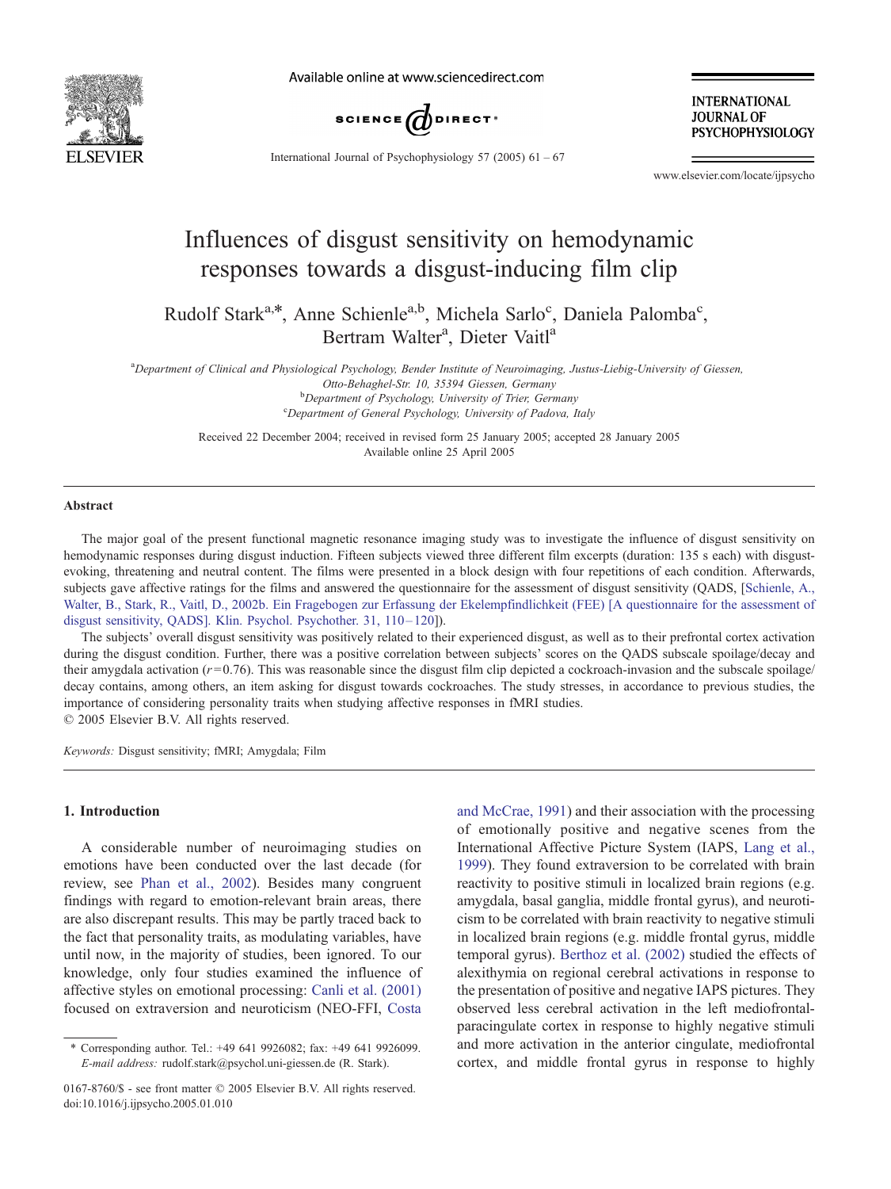# Influences of disgust sensitivity on hemodynamic responses towards a disgust-inducing film clip

Rudolf Stark[a,*], Anne Schienle[a,b], Michela Sarlo[c], Daniela Palomba[c], Bertram Walter[a], Dieter Vaitl[a]

[a]*Department of Clinical and Physiological Psychology, Bender Institute of Neuroimaging, Justus-Liebig-University of Giessen, Otto-Behaghel-Str. 10, 35394 Giessen, Germany*
[b]*Department of Psychology, University of Trier, Germany*
[c]*Department of General Psychology, University of Padova, Italy*

Received 22 December 2004; received in revised form 25 January 2005; accepted 28 January 2005
Available online 25 April 2005

## Abstract

The major goal of the present functional magnetic resonance imaging study was to investigate the influence of disgust sensitivity on hemodynamic responses during disgust induction. Fifteen subjects viewed three different film excerpts (duration: 135 s each) with disgust-evoking, threatening and neutral content. The films were presented in a block design with four repetitions of each condition. Afterwards, subjects gave affective ratings for the films and answered the questionnaire for the assessment of disgust sensitivity (QADS, [Schienle, A., Walter, B., Stark, R., Vaitl, D., 2002b. Ein Fragebogen zur Erfassung der Ekelempfindlichkeit (FEE) [A questionnaire for the assessment of disgust sensitivity, QADS]. Klin. Psychol. Psychother. 31, 110–120]).

The subjects' overall disgust sensitivity was positively related to their experienced disgust, as well as to their prefrontal cortex activation during the disgust condition. Further, there was a positive correlation between subjects' scores on the QADS subscale spoilage/decay and their amygdala activation ($r = 0.76$). This was reasonable since the disgust film clip depicted a cockroach-invasion and the subscale spoilage/decay contains, among others, an item asking for disgust towards cockroaches. The study stresses, in accordance to previous studies, the importance of considering personality traits when studying affective responses in fMRI studies.

© 2005 Elsevier B.V. All rights reserved.

*Keywords:* Disgust sensitivity; fMRI; Amygdala; Film

## 1. Introduction

A considerable number of neuroimaging studies on emotions have been conducted over the last decade (for review, see Phan et al., 2002). Besides many congruent findings with regard to emotion-relevant brain areas, there are also discrepant results. This may be partly traced back to the fact that personality traits, as modulating variables, have until now, in the majority of studies, been ignored. To our knowledge, only four studies examined the influence of affective styles on emotional processing: Canli et al. (2001) focused on extraversion and neuroticism (NEO-FFI, Costa and McCrae, 1991) and their association with the processing of emotionally positive and negative scenes from the International Affective Picture System (IAPS, Lang et al., 1999). They found extraversion to be correlated with brain reactivity to positive stimuli in localized brain regions (e.g. amygdala, basal ganglia, middle frontal gyrus), and neuroticism to be correlated with brain reactivity to negative stimuli in localized brain regions (e.g. middle frontal gyrus, middle temporal gyrus). Berthoz et al. (2002) studied the effects of alexithymia on regional cerebral activations in response to the presentation of positive and negative IAPS pictures. They observed less cerebral activation in the left mediofrontal-paracingulate cortex in response to highly negative stimuli and more activation in the anterior cingulate, mediofrontal cortex, and middle frontal gyrus in response to highly

\* Corresponding author. Tel.: +49 641 9926082; fax: +49 641 9926099. *E-mail address:* rudolf.stark@psychol.uni-giessen.de (R. Stark).

0167-8760/$ - see front matter © 2005 Elsevier B.V. All rights reserved.
doi:10.1016/j.ijpsycho.2005.01.010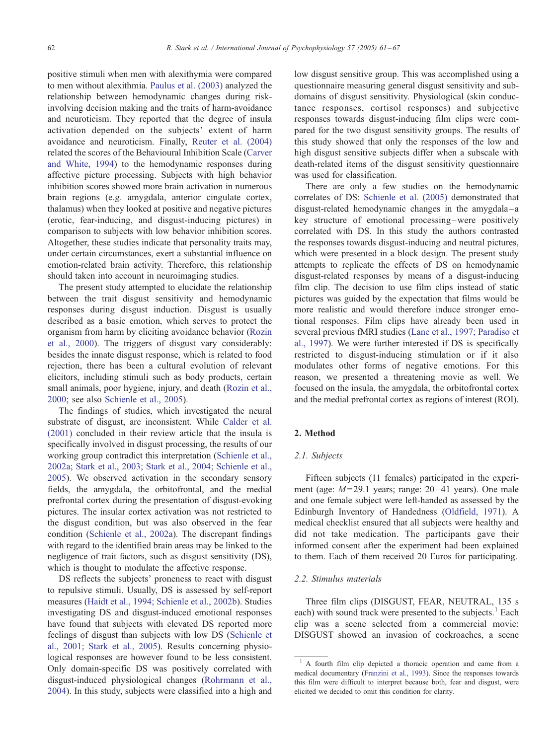positive stimuli when men with alexithymia were compared to men without alexithymia. Paulus et al. (2003) analyzed the relationship between hemodynamic changes during risk-involving decision making and the traits of harm-avoidance and neuroticism. They reported that the degree of insula activation depended on the subjects' extent of harm avoidance and neuroticism. Finally, Reuter et al. (2004) related the scores of the Behavioural Inhibition Scale (Carver and White, 1994) to the hemodynamic responses during affective picture processing. Subjects with high behavior inhibition scores showed more brain activation in numerous brain regions (e.g. amygdala, anterior cingulate cortex, thalamus) when they looked at positive and negative pictures (erotic, fear-inducing, and disgust-inducing pictures) in comparison to subjects with low behavior inhibition scores. Altogether, these studies indicate that personality traits may, under certain circumstances, exert a substantial influence on emotion-related brain activity. Therefore, this relationship should taken into account in neuroimaging studies.

The present study attempted to elucidate the relationship between the trait disgust sensitivity and hemodynamic responses during disgust induction. Disgust is usually described as a basic emotion, which serves to protect the organism from harm by eliciting avoidance behavior (Rozin et al., 2000). The triggers of disgust vary considerably: besides the innate disgust response, which is related to food rejection, there has been a cultural evolution of relevant elicitors, including stimuli such as body products, certain small animals, poor hygiene, injury, and death (Rozin et al., 2000; see also Schienle et al., 2005).

The findings of studies, which investigated the neural substrate of disgust, are inconsistent. While Calder et al. (2001) concluded in their review article that the insula is specifically involved in disgust processing, the results of our working group contradict this interpretation (Schienle et al., 2002a; Stark et al., 2003; Stark et al., 2004; Schienle et al., 2005). We observed activation in the secondary sensory fields, the amygdala, the orbitofrontal, and the medial prefrontal cortex during the presentation of disgust-evoking pictures. The insular cortex activation was not restricted to the disgust condition, but was also observed in the fear condition (Schienle et al., 2002a). The discrepant findings with regard to the identified brain areas may be linked to the negligence of trait factors, such as disgust sensitivity (DS), which is thought to modulate the affective response.

DS reflects the subjects' proneness to react with disgust to repulsive stimuli. Usually, DS is assessed by self-report measures (Haidt et al., 1994; Schienle et al., 2002b). Studies investigating DS and disgust-induced emotional responses have found that subjects with elevated DS reported more feelings of disgust than subjects with low DS (Schienle et al., 2001; Stark et al., 2005). Results concerning physiological responses are however found to be less consistent. Only domain-specific DS was positively correlated with disgust-induced physiological changes (Rohrmann et al., 2004). In this study, subjects were classified into a high and low disgust sensitive group. This was accomplished using a questionnaire measuring general disgust sensitivity and subdomains of disgust sensitivity. Physiological (skin conductance responses, cortisol responses) and subjective responses towards disgust-inducing film clips were compared for the two disgust sensitivity groups. The results of this study showed that only the responses of the low and high disgust sensitive subjects differ when a subscale with death-related items of the disgust sensitivity questionnaire was used for classification.

There are only a few studies on the hemodynamic correlates of DS: Schienle et al. (2005) demonstrated that disgust-related hemodynamic changes in the amygdala – a key structure of emotional processing – were positively correlated with DS. In this study the authors contrasted the responses towards disgust-inducing and neutral pictures, which were presented in a block design. The present study attempts to replicate the effects of DS on hemodynamic disgust-related responses by means of a disgust-inducing film clip. The decision to use film clips instead of static pictures was guided by the expectation that films would be more realistic and would therefore induce stronger emotional responses. Film clips have already been used in several previous fMRI studies (Lane et al., 1997; Paradiso et al., 1997). We were further interested if DS is specifically restricted to disgust-inducing stimulation or if it also modulates other forms of negative emotions. For this reason, we presented a threatening movie as well. We focused on the insula, the amygdala, the orbitofrontal cortex and the medial prefrontal cortex as regions of interest (ROI).

## 2. Method

### 2.1. Subjects

Fifteen subjects (11 females) participated in the experiment (age: $M = 29.1$ years; range: 20–41 years). One male and one female subject were left-handed as assessed by the Edinburgh Inventory of Handedness (Oldfield, 1971). A medical checklist ensured that all subjects were healthy and did not take medication. The participants gave their informed consent after the experiment had been explained to them. Each of them received 20 Euros for participating.

### 2.2. Stimulus materials

Three film clips (DISGUST, FEAR, NEUTRAL, 135 s each) with sound track were presented to the subjects.[1] Each clip was a scene selected from a commercial movie: DISGUST showed an invasion of cockroaches, a scene

[1] A fourth film clip depicted a thoracic operation and came from a medical documentary (Franzini et al., 1993). Since the responses towards this film were difficult to interpret because both, fear and disgust, were elicited we decided to omit this condition for clarity.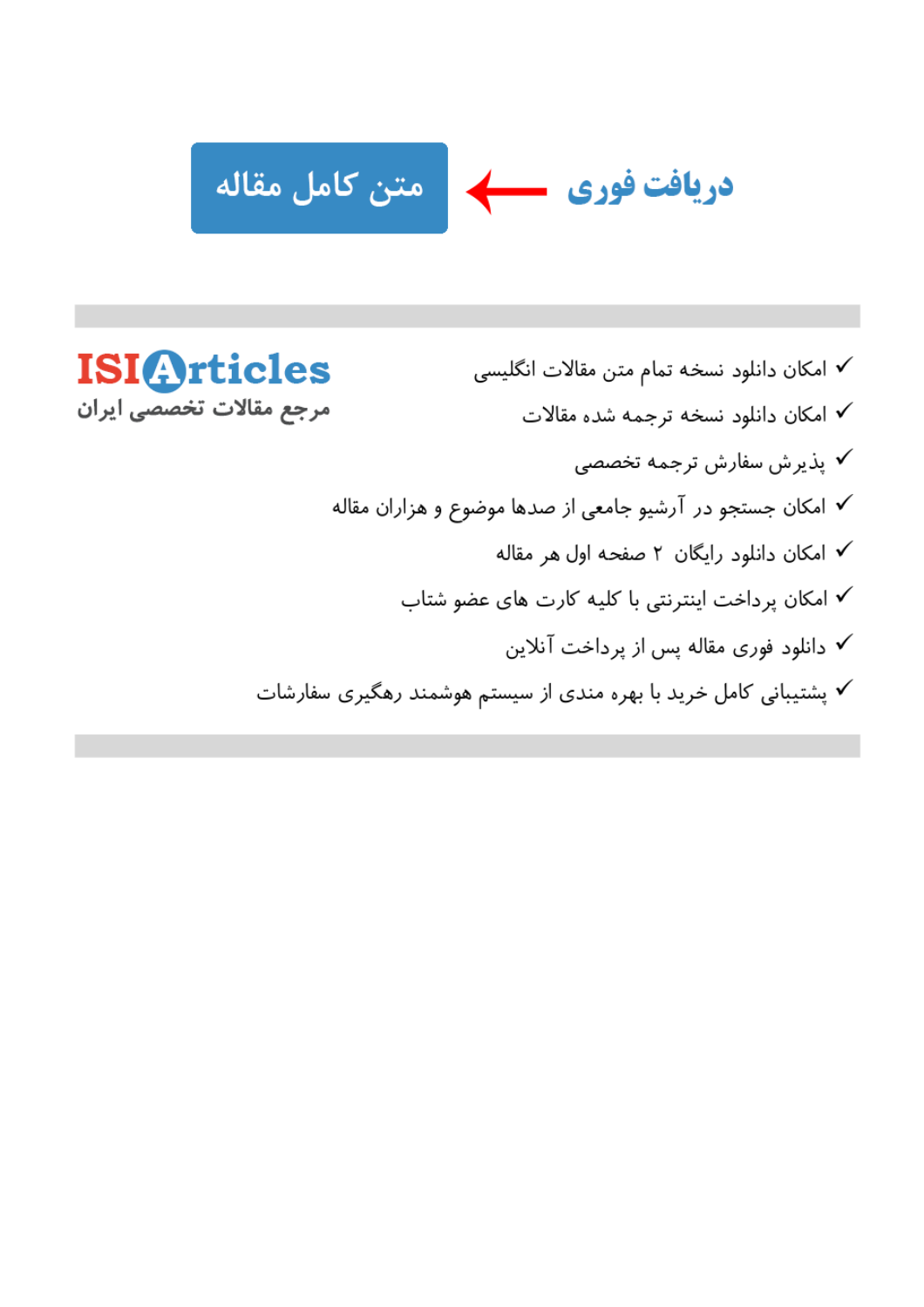دریافت فوری ← متن کامل مقاله

ISIArticles
مرجع مقالات تخصصی ایران

- ✓ امکان دانلود نسخه تمام متن مقالات انگلیسی
- ✓ امکان دانلود نسخه ترجمه شده مقالات
- ✓ پذیرش سفارش ترجمه تخصصی
- ✓ امکان جستجو در آرشیو جامعی از صدها موضوع و هزاران مقاله
- ✓ امکان دانلود رایگان ۲ صفحه اول هر مقاله
- ✓ امکان پرداخت اینترنتی با کلیه کارت های عضو شتاب
- ✓ دانلود فوری مقاله پس از پرداخت آنلاین
- ✓ پشتیبانی کامل خرید با بهره مندی از سیستم هوشمند رهگیری سفارشات